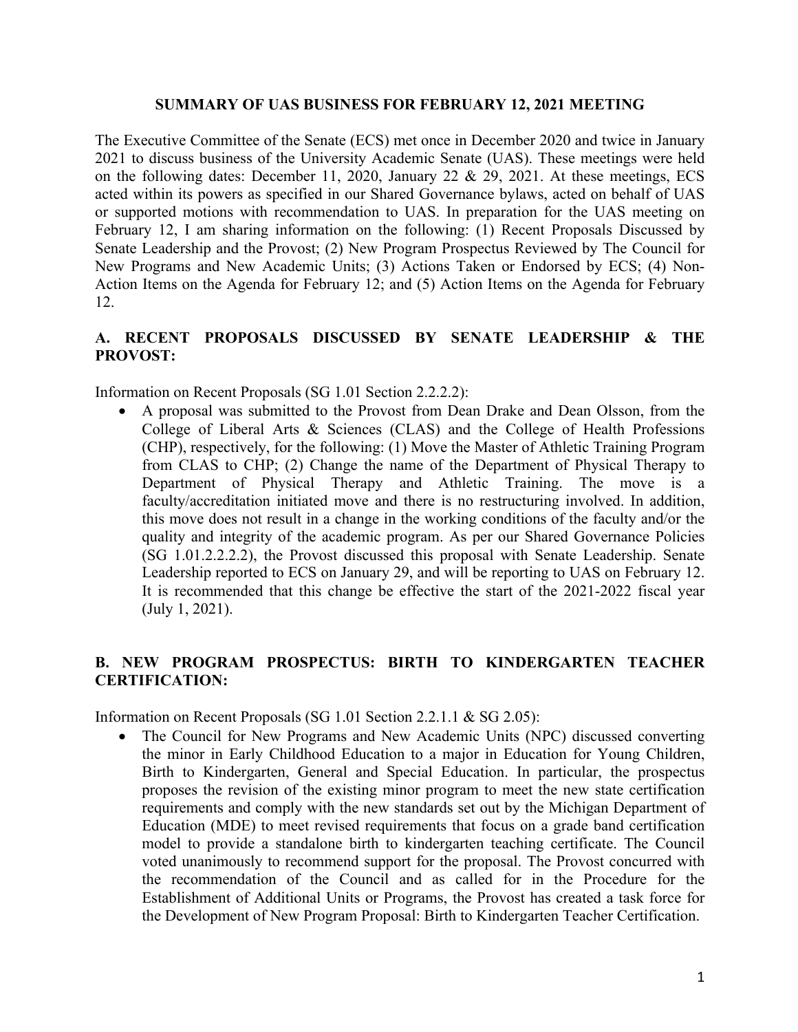# SUMMARY OF UAS BUSINESS FOR FEBRUARY 12, 2021 MEETING

The Executive Committee of the Senate (ECS) met once in December 2020 and twice in January 2021 to discuss business of the University Academic Senate (UAS). These meetings were held on the following dates: December 11, 2020, January 22 & 29, 2021. At these meetings, ECS acted within its powers as specified in our Shared Governance bylaws, acted on behalf of UAS or supported motions with recommendation to UAS. In preparation for the UAS meeting on February 12, I am sharing information on the following: (1) Recent Proposals Discussed by Senate Leadership and the Provost; (2) New Program Prospectus Reviewed by The Council for New Programs and New Academic Units; (3) Actions Taken or Endorsed by ECS; (4) Non-Action Items on the Agenda for February 12; and (5) Action Items on the Agenda for February 12.

## A. RECENT PROPOSALS DISCUSSED BY SENATE LEADERSHIP & THE PROVOST:

Information on Recent Proposals (SG 1.01 Section 2.2.2.2):

- A proposal was submitted to the Provost from Dean Drake and Dean Olsson, from the College of Liberal Arts & Sciences (CLAS) and the College of Health Professions (CHP), respectively, for the following: (1) Move the Master of Athletic Training Program from CLAS to CHP; (2) Change the name of the Department of Physical Therapy to Department of Physical Therapy and Athletic Training. The move is a faculty/accreditation initiated move and there is no restructuring involved. In addition, this move does not result in a change in the working conditions of the faculty and/or the quality and integrity of the academic program. As per our Shared Governance Policies (SG 1.01.2.2.2.2), the Provost discussed this proposal with Senate Leadership. Senate Leadership reported to ECS on January 29, and will be reporting to UAS on February 12. It is recommended that this change be effective the start of the 2021-2022 fiscal year (July 1, 2021).

## B. NEW PROGRAM PROSPECTUS: BIRTH TO KINDERGARTEN TEACHER CERTIFICATION:

Information on Recent Proposals (SG 1.01 Section 2.2.1.1 & SG 2.05):

- The Council for New Programs and New Academic Units (NPC) discussed converting the minor in Early Childhood Education to a major in Education for Young Children, Birth to Kindergarten, General and Special Education. In particular, the prospectus proposes the revision of the existing minor program to meet the new state certification requirements and comply with the new standards set out by the Michigan Department of Education (MDE) to meet revised requirements that focus on a grade band certification model to provide a standalone birth to kindergarten teaching certificate. The Council voted unanimously to recommend support for the proposal. The Provost concurred with the recommendation of the Council and as called for in the Procedure for the Establishment of Additional Units or Programs, the Provost has created a task force for the Development of New Program Proposal: Birth to Kindergarten Teacher Certification.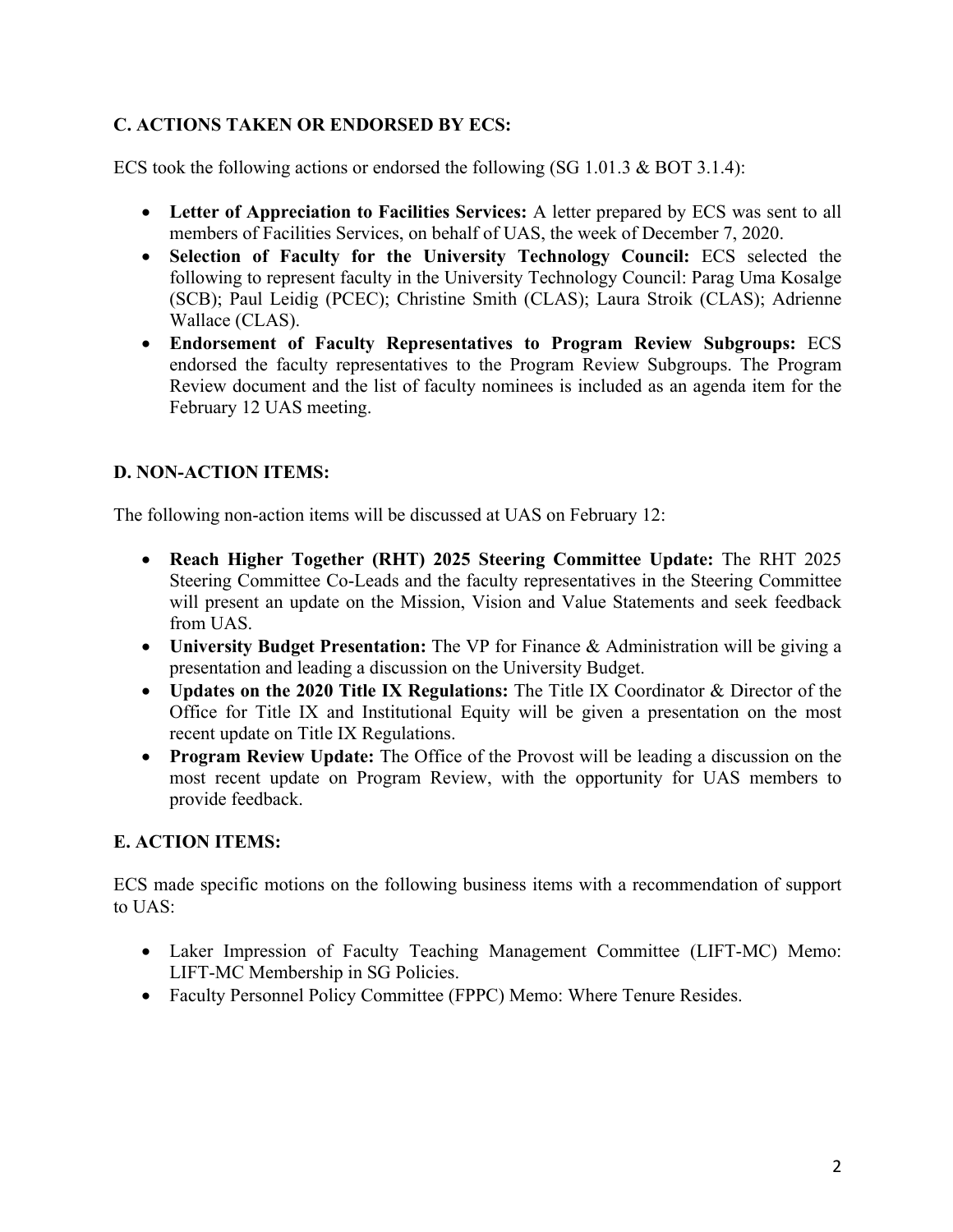## C. ACTIONS TAKEN OR ENDORSED BY ECS:

ECS took the following actions or endorsed the following (SG 1.01.3 & BOT 3.1.4):

- **Letter of Appreciation to Facilities Services:** A letter prepared by ECS was sent to all members of Facilities Services, on behalf of UAS, the week of December 7, 2020.
- **Selection of Faculty for the University Technology Council:** ECS selected the following to represent faculty in the University Technology Council: Parag Uma Kosalge (SCB); Paul Leidig (PCEC); Christine Smith (CLAS); Laura Stroik (CLAS); Adrienne Wallace (CLAS).
- **Endorsement of Faculty Representatives to Program Review Subgroups:** ECS endorsed the faculty representatives to the Program Review Subgroups. The Program Review document and the list of faculty nominees is included as an agenda item for the February 12 UAS meeting.

## D. NON-ACTION ITEMS:

The following non-action items will be discussed at UAS on February 12:

- **Reach Higher Together (RHT) 2025 Steering Committee Update:** The RHT 2025 Steering Committee Co-Leads and the faculty representatives in the Steering Committee will present an update on the Mission, Vision and Value Statements and seek feedback from UAS.
- **University Budget Presentation:** The VP for Finance & Administration will be giving a presentation and leading a discussion on the University Budget.
- **Updates on the 2020 Title IX Regulations:** The Title IX Coordinator & Director of the Office for Title IX and Institutional Equity will be given a presentation on the most recent update on Title IX Regulations.
- **Program Review Update:** The Office of the Provost will be leading a discussion on the most recent update on Program Review, with the opportunity for UAS members to provide feedback.

## E. ACTION ITEMS:

ECS made specific motions on the following business items with a recommendation of support to UAS:

- Laker Impression of Faculty Teaching Management Committee (LIFT-MC) Memo: LIFT-MC Membership in SG Policies.
- Faculty Personnel Policy Committee (FPPC) Memo: Where Tenure Resides.